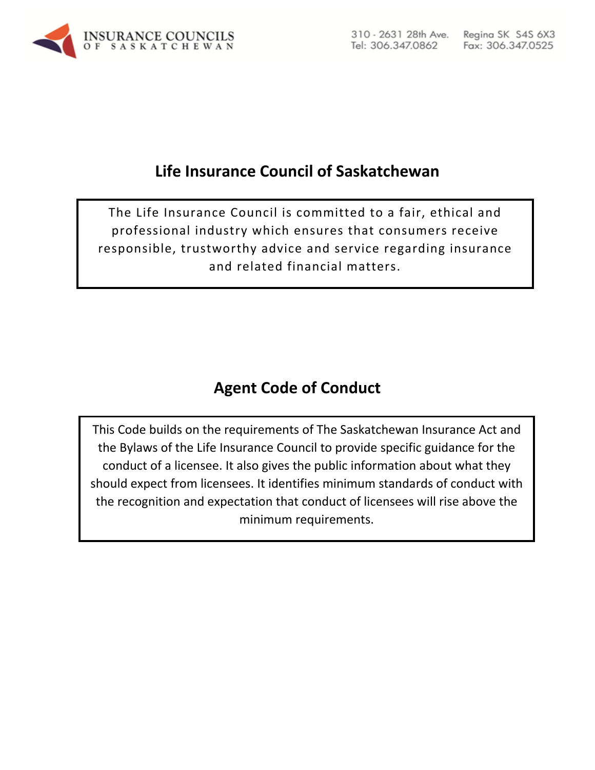INSURANCE COUNCILS OF SASKATCHEWAN

310 - 2631 28th Ave. Regina SK S4S 6X3
Tel: 306.347.0862 Fax: 306.347.0525

# Life Insurance Council of Saskatchewan

The Life Insurance Council is committed to a fair, ethical and professional industry which ensures that consumers receive responsible, trustworthy advice and service regarding insurance and related financial matters.

# Agent Code of Conduct

This Code builds on the requirements of The Saskatchewan Insurance Act and the Bylaws of the Life Insurance Council to provide specific guidance for the conduct of a licensee. It also gives the public information about what they should expect from licensees. It identifies minimum standards of conduct with the recognition and expectation that conduct of licensees will rise above the minimum requirements.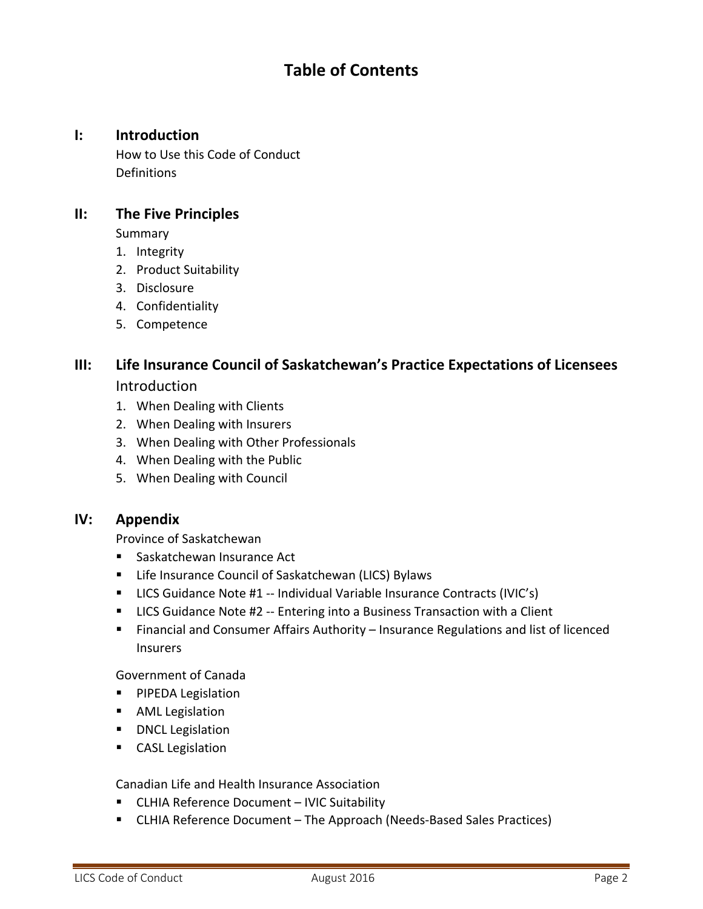# Table of Contents

## I: Introduction

How to Use this Code of Conduct
Definitions

## II: The Five Principles

Summary

1. Integrity
2. Product Suitability
3. Disclosure
4. Confidentiality
5. Competence

## III: Life Insurance Council of Saskatchewan's Practice Expectations of Licensees

Introduction

1. When Dealing with Clients
2. When Dealing with Insurers
3. When Dealing with Other Professionals
4. When Dealing with the Public
5. When Dealing with Council

## IV: Appendix

Province of Saskatchewan

- Saskatchewan Insurance Act
- Life Insurance Council of Saskatchewan (LICS) Bylaws
- LICS Guidance Note #1 -- Individual Variable Insurance Contracts (IVIC's)
- LICS Guidance Note #2 -- Entering into a Business Transaction with a Client
- Financial and Consumer Affairs Authority – Insurance Regulations and list of licenced Insurers

Government of Canada

- PIPEDA Legislation
- AML Legislation
- DNCL Legislation
- CASL Legislation

Canadian Life and Health Insurance Association

- CLHIA Reference Document – IVIC Suitability
- CLHIA Reference Document – The Approach (Needs-Based Sales Practices)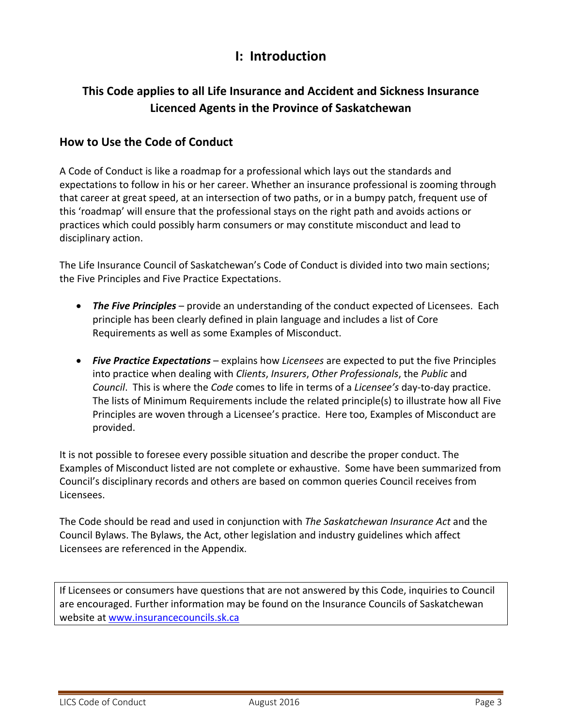# I: Introduction

## This Code applies to all Life Insurance and Accident and Sickness Insurance Licenced Agents in the Province of Saskatchewan

### How to Use the Code of Conduct

A Code of Conduct is like a roadmap for a professional which lays out the standards and expectations to follow in his or her career. Whether an insurance professional is zooming through that career at great speed, at an intersection of two paths, or in a bumpy patch, frequent use of this 'roadmap' will ensure that the professional stays on the right path and avoids actions or practices which could possibly harm consumers or may constitute misconduct and lead to disciplinary action.

The Life Insurance Council of Saskatchewan's Code of Conduct is divided into two main sections; the Five Principles and Five Practice Expectations.

- ***The Five Principles*** – provide an understanding of the conduct expected of Licensees. Each principle has been clearly defined in plain language and includes a list of Core Requirements as well as some Examples of Misconduct.
- ***Five Practice Expectations*** – explains how *Licensees* are expected to put the five Principles into practice when dealing with *Clients*, *Insurers*, *Other Professionals*, the *Public* and *Council*. This is where the *Code* comes to life in terms of a *Licensee's* day-to-day practice. The lists of Minimum Requirements include the related principle(s) to illustrate how all Five Principles are woven through a Licensee's practice. Here too, Examples of Misconduct are provided.

It is not possible to foresee every possible situation and describe the proper conduct. The Examples of Misconduct listed are not complete or exhaustive. Some have been summarized from Council's disciplinary records and others are based on common queries Council receives from Licensees.

The Code should be read and used in conjunction with *The Saskatchewan Insurance Act* and the Council Bylaws. The Bylaws, the Act, other legislation and industry guidelines which affect Licensees are referenced in the Appendix.

If Licensees or consumers have questions that are not answered by this Code, inquiries to Council are encouraged. Further information may be found on the Insurance Councils of Saskatchewan website at www.insurancecouncils.sk.ca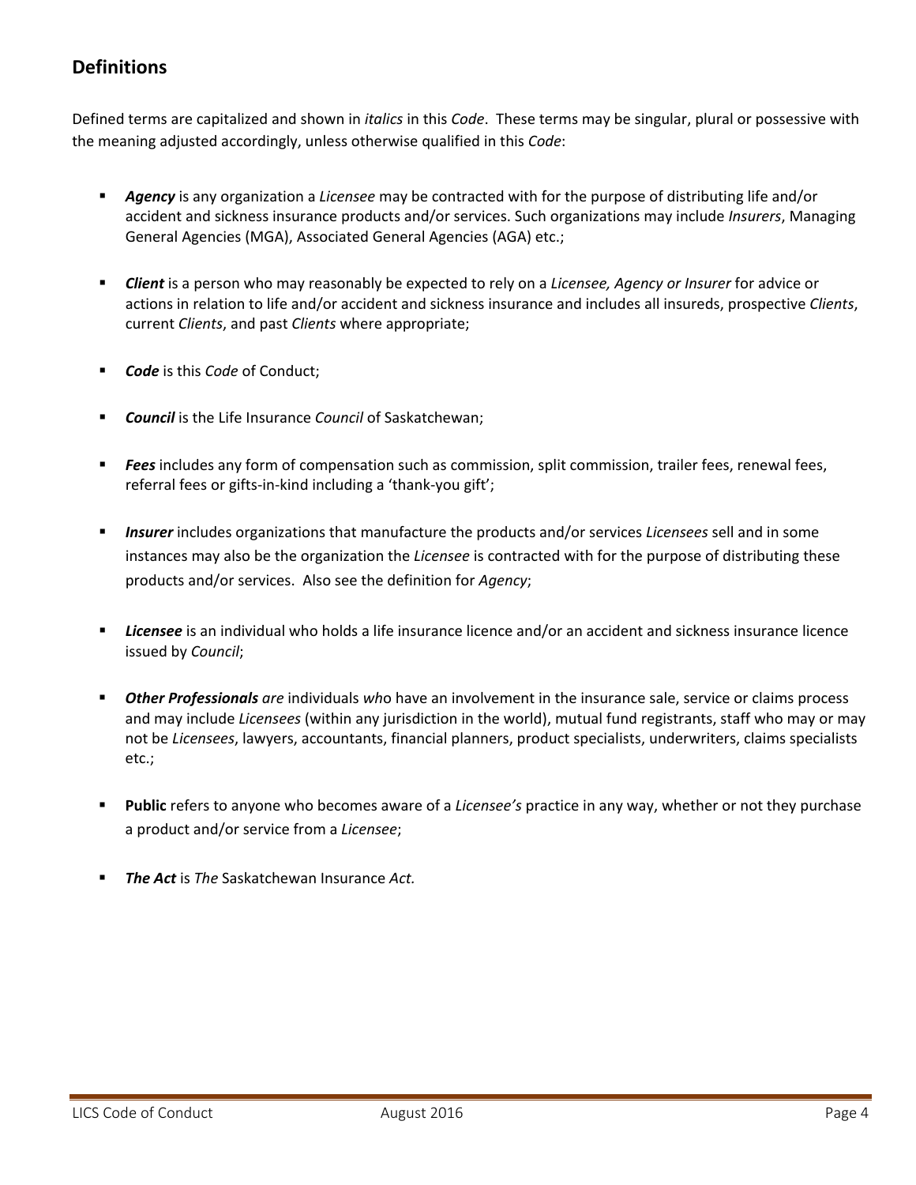## Definitions

Defined terms are capitalized and shown in *italics* in this *Code*. These terms may be singular, plural or possessive with the meaning adjusted accordingly, unless otherwise qualified in this *Code*:

- ***Agency*** is any organization a *Licensee* may be contracted with for the purpose of distributing life and/or accident and sickness insurance products and/or services. Such organizations may include *Insurers*, Managing General Agencies (MGA), Associated General Agencies (AGA) etc.;
- ***Client*** is a person who may reasonably be expected to rely on a *Licensee, Agency or Insurer* for advice or actions in relation to life and/or accident and sickness insurance and includes all insureds, prospective *Clients*, current *Clients*, and past *Clients* where appropriate;
- ***Code*** is this *Code* of Conduct;
- ***Council*** is the Life Insurance *Council* of Saskatchewan;
- ***Fees*** includes any form of compensation such as commission, split commission, trailer fees, renewal fees, referral fees or gifts-in-kind including a 'thank-you gift';
- ***Insurer*** includes organizations that manufacture the products and/or services *Licensees* sell and in some instances may also be the organization the *Licensee* is contracted with for the purpose of distributing these products and/or services. Also see the definition for *Agency*;
- ***Licensee*** is an individual who holds a life insurance licence and/or an accident and sickness insurance licence issued by *Council*;
- ***Other Professionals*** *are* individuals *wh*o have an involvement in the insurance sale, service or claims process and may include *Licensees* (within any jurisdiction in the world), mutual fund registrants, staff who may or may not be *Licensees*, lawyers, accountants, financial planners, product specialists, underwriters, claims specialists etc.;
- **Public** refers to anyone who becomes aware of a *Licensee's* practice in any way, whether or not they purchase a product and/or service from a *Licensee*;
- ***The Act*** is *The* Saskatchewan Insurance *Act.*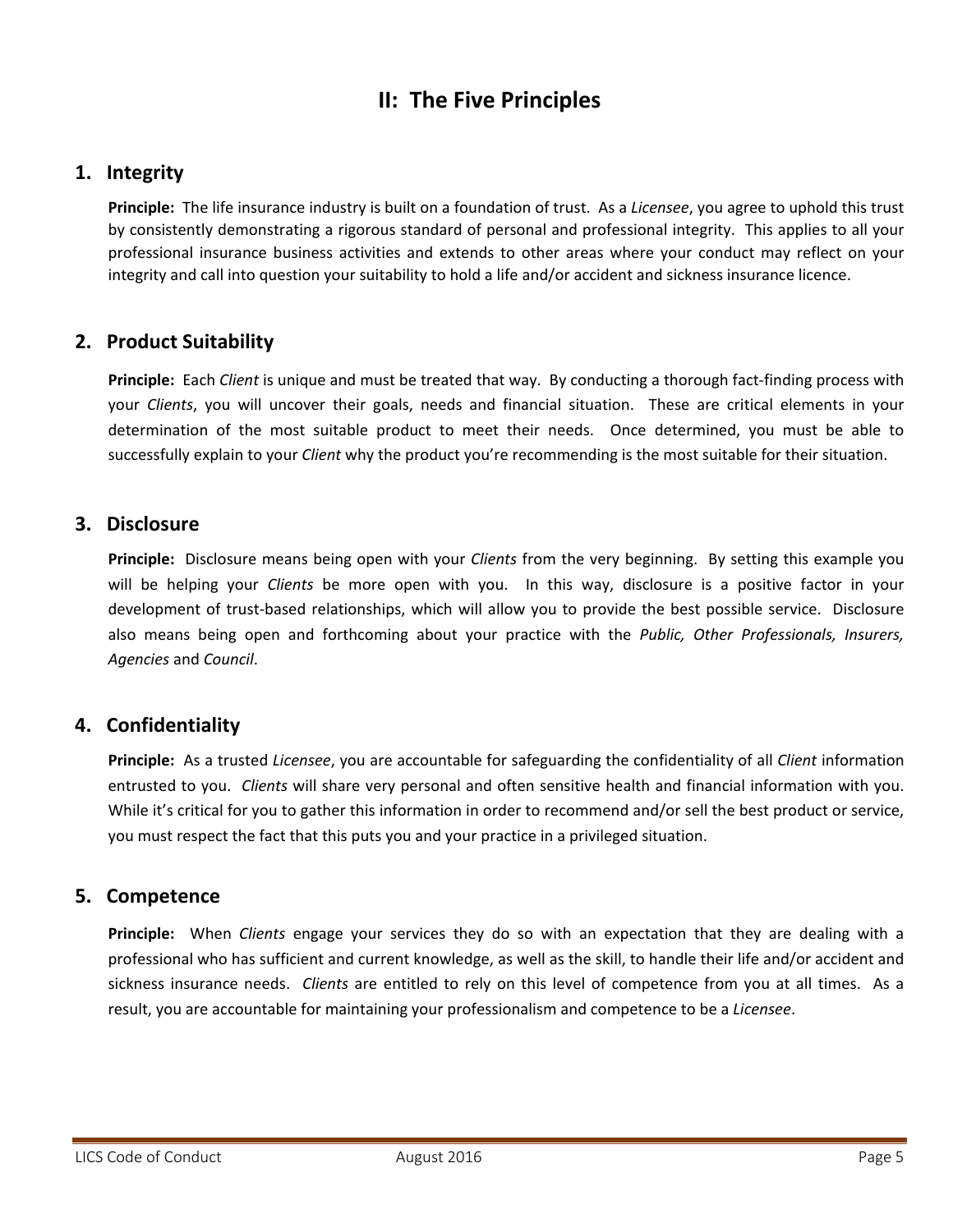# II: The Five Principles

## 1. Integrity

**Principle:** The life insurance industry is built on a foundation of trust. As a *Licensee*, you agree to uphold this trust by consistently demonstrating a rigorous standard of personal and professional integrity. This applies to all your professional insurance business activities and extends to other areas where your conduct may reflect on your integrity and call into question your suitability to hold a life and/or accident and sickness insurance licence.

## 2. Product Suitability

**Principle:** Each *Client* is unique and must be treated that way. By conducting a thorough fact-finding process with your *Clients*, you will uncover their goals, needs and financial situation. These are critical elements in your determination of the most suitable product to meet their needs. Once determined, you must be able to successfully explain to your *Client* why the product you're recommending is the most suitable for their situation.

## 3. Disclosure

**Principle:** Disclosure means being open with your *Clients* from the very beginning. By setting this example you will be helping your *Clients* be more open with you. In this way, disclosure is a positive factor in your development of trust-based relationships, which will allow you to provide the best possible service. Disclosure also means being open and forthcoming about your practice with the *Public, Other Professionals, Insurers, Agencies* and *Council*.

## 4. Confidentiality

**Principle:** As a trusted *Licensee*, you are accountable for safeguarding the confidentiality of all *Client* information entrusted to you. *Clients* will share very personal and often sensitive health and financial information with you. While it's critical for you to gather this information in order to recommend and/or sell the best product or service, you must respect the fact that this puts you and your practice in a privileged situation.

## 5. Competence

**Principle:** When *Clients* engage your services they do so with an expectation that they are dealing with a professional who has sufficient and current knowledge, as well as the skill, to handle their life and/or accident and sickness insurance needs. *Clients* are entitled to rely on this level of competence from you at all times. As a result, you are accountable for maintaining your professionalism and competence to be a *Licensee*.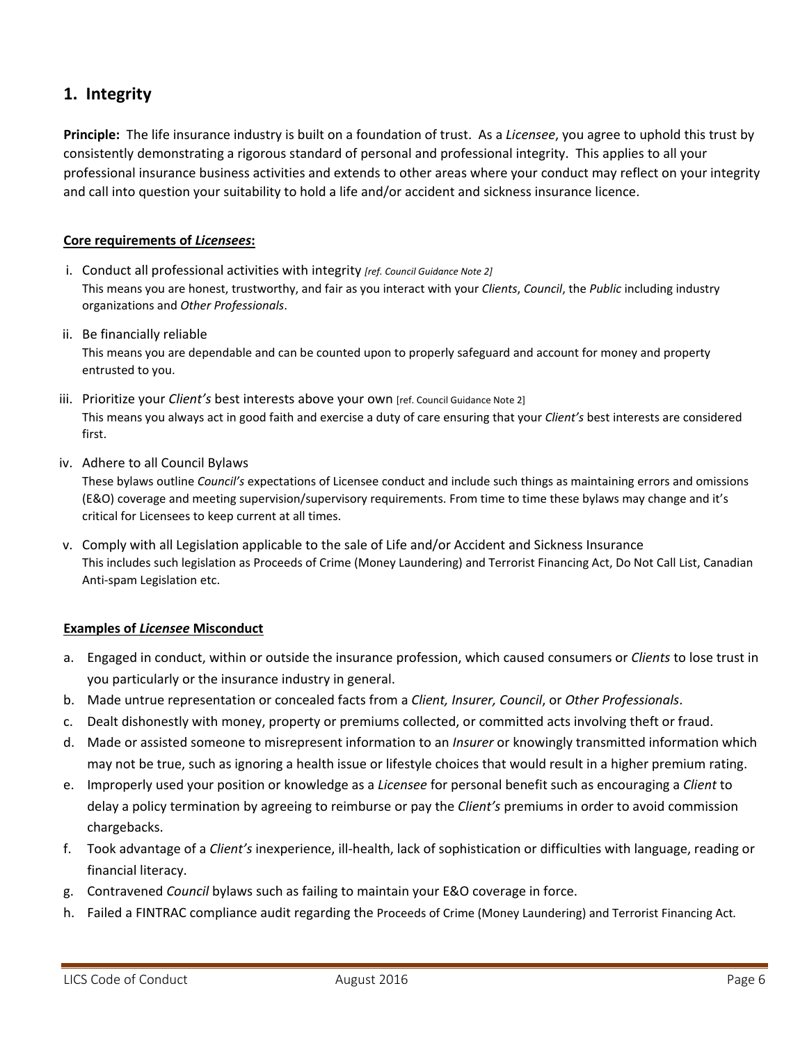## 1. Integrity

**Principle:** The life insurance industry is built on a foundation of trust. As a *Licensee*, you agree to uphold this trust by consistently demonstrating a rigorous standard of personal and professional integrity. This applies to all your professional insurance business activities and extends to other areas where your conduct may reflect on your integrity and call into question your suitability to hold a life and/or accident and sickness insurance licence.

**Core requirements of *Licensees*:**

i. Conduct all professional activities with integrity *[ref. Council Guidance Note 2]*
   This means you are honest, trustworthy, and fair as you interact with your *Clients*, *Council*, the *Public* including industry organizations and *Other Professionals*.

ii. Be financially reliable
   This means you are dependable and can be counted upon to properly safeguard and account for money and property entrusted to you.

iii. Prioritize your *Client's* best interests above your own [ref. Council Guidance Note 2]
   This means you always act in good faith and exercise a duty of care ensuring that your *Client's* best interests are considered first.

iv. Adhere to all Council Bylaws
   These bylaws outline *Council's* expectations of Licensee conduct and include such things as maintaining errors and omissions (E&O) coverage and meeting supervision/supervisory requirements. From time to time these bylaws may change and it's critical for Licensees to keep current at all times.

v. Comply with all Legislation applicable to the sale of Life and/or Accident and Sickness Insurance
   This includes such legislation as Proceeds of Crime (Money Laundering) and Terrorist Financing Act, Do Not Call List, Canadian Anti-spam Legislation etc.

**Examples of *Licensee* Misconduct**

a. Engaged in conduct, within or outside the insurance profession, which caused consumers or *Clients* to lose trust in you particularly or the insurance industry in general.
b. Made untrue representation or concealed facts from a *Client, Insurer, Council*, or *Other Professionals*.
c. Dealt dishonestly with money, property or premiums collected, or committed acts involving theft or fraud.
d. Made or assisted someone to misrepresent information to an *Insurer* or knowingly transmitted information which may not be true, such as ignoring a health issue or lifestyle choices that would result in a higher premium rating.
e. Improperly used your position or knowledge as a *Licensee* for personal benefit such as encouraging a *Client* to delay a policy termination by agreeing to reimburse or pay the *Client's* premiums in order to avoid commission chargebacks.
f. Took advantage of a *Client's* inexperience, ill-health, lack of sophistication or difficulties with language, reading or financial literacy.
g. Contravened *Council* bylaws such as failing to maintain your E&O coverage in force.
h. Failed a FINTRAC compliance audit regarding the Proceeds of Crime (Money Laundering) and Terrorist Financing Act.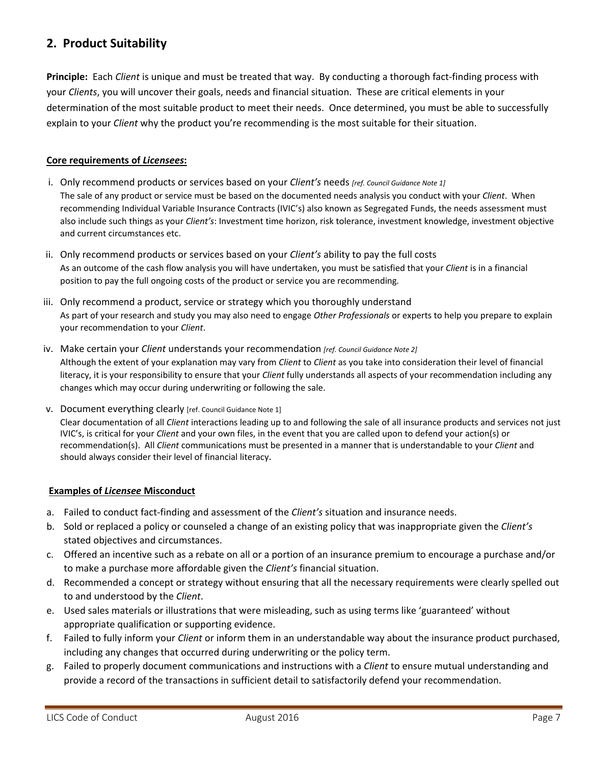## 2. Product Suitability

**Principle:** Each *Client* is unique and must be treated that way. By conducting a thorough fact-finding process with your *Clients*, you will uncover their goals, needs and financial situation. These are critical elements in your determination of the most suitable product to meet their needs. Once determined, you must be able to successfully explain to your *Client* why the product you're recommending is the most suitable for their situation.

**Core requirements of *Licensees*:**

i. Only recommend products or services based on your *Client's* needs *[ref. Council Guidance Note 1]*
   The sale of any product or service must be based on the documented needs analysis you conduct with your *Client*. When recommending Individual Variable Insurance Contracts (IVIC's) also known as Segregated Funds, the needs assessment must also include such things as your *Client's*: Investment time horizon, risk tolerance, investment knowledge, investment objective and current circumstances etc.

ii. Only recommend products or services based on your *Client's* ability to pay the full costs
   As an outcome of the cash flow analysis you will have undertaken, you must be satisfied that your *Client* is in a financial position to pay the full ongoing costs of the product or service you are recommending.

iii. Only recommend a product, service or strategy which you thoroughly understand
   As part of your research and study you may also need to engage *Other Professionals* or experts to help you prepare to explain your recommendation to your *Client*.

iv. Make certain your *Client* understands your recommendation *[ref. Council Guidance Note 2]*
   Although the extent of your explanation may vary from *Client* to *Client* as you take into consideration their level of financial literacy, it is your responsibility to ensure that your *Client* fully understands all aspects of your recommendation including any changes which may occur during underwriting or following the sale.

v. Document everything clearly [ref. Council Guidance Note 1]
   Clear documentation of all *Client* interactions leading up to and following the sale of all insurance products and services not just IVIC's, is critical for your *Client* and your own files, in the event that you are called upon to defend your action(s) or recommendation(s). All *Client* communications must be presented in a manner that is understandable to your *Client* and should always consider their level of financial literacy.

**Examples of *Licensee* Misconduct**

a. Failed to conduct fact-finding and assessment of the *Client's* situation and insurance needs.
b. Sold or replaced a policy or counseled a change of an existing policy that was inappropriate given the *Client's* stated objectives and circumstances.
c. Offered an incentive such as a rebate on all or a portion of an insurance premium to encourage a purchase and/or to make a purchase more affordable given the *Client's* financial situation.
d. Recommended a concept or strategy without ensuring that all the necessary requirements were clearly spelled out to and understood by the *Client*.
e. Used sales materials or illustrations that were misleading, such as using terms like 'guaranteed' without appropriate qualification or supporting evidence.
f. Failed to fully inform your *Client* or inform them in an understandable way about the insurance product purchased, including any changes that occurred during underwriting or the policy term.
g. Failed to properly document communications and instructions with a *Client* to ensure mutual understanding and provide a record of the transactions in sufficient detail to satisfactorily defend your recommendation.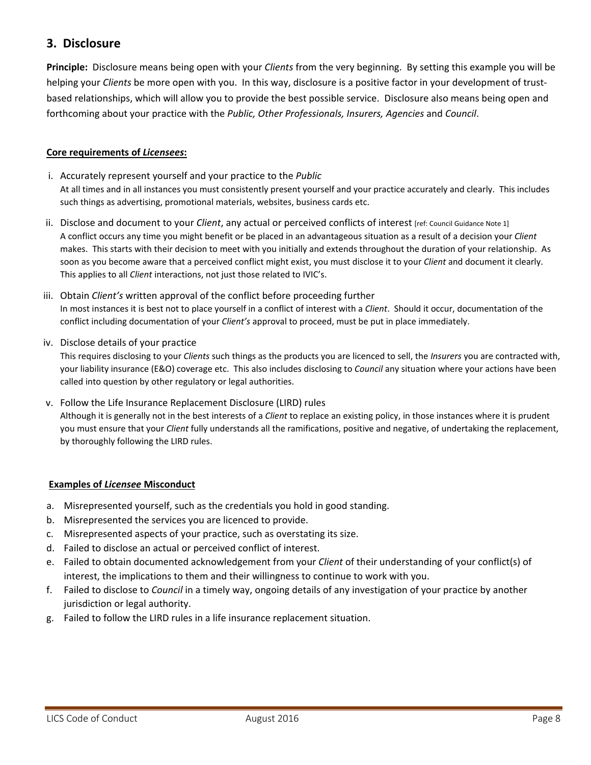## 3. Disclosure

**Principle:** Disclosure means being open with your *Clients* from the very beginning. By setting this example you will be helping your *Clients* be more open with you. In this way, disclosure is a positive factor in your development of trust-based relationships, which will allow you to provide the best possible service. Disclosure also means being open and forthcoming about your practice with the *Public, Other Professionals, Insurers, Agencies* and *Council*.

**Core requirements of *Licensees*:**

i. Accurately represent yourself and your practice to the *Public*
   At all times and in all instances you must consistently present yourself and your practice accurately and clearly. This includes such things as advertising, promotional materials, websites, business cards etc.

ii. Disclose and document to your *Client*, any actual or perceived conflicts of interest [ref: Council Guidance Note 1]
   A conflict occurs any time you might benefit or be placed in an advantageous situation as a result of a decision your *Client* makes. This starts with their decision to meet with you initially and extends throughout the duration of your relationship. As soon as you become aware that a perceived conflict might exist, you must disclose it to your *Client* and document it clearly. This applies to all *Client* interactions, not just those related to IVIC's.

iii. Obtain *Client's* written approval of the conflict before proceeding further
   In most instances it is best not to place yourself in a conflict of interest with a *Client*. Should it occur, documentation of the conflict including documentation of your *Client's* approval to proceed, must be put in place immediately.

iv. Disclose details of your practice
   This requires disclosing to your *Clients* such things as the products you are licenced to sell, the *Insurers* you are contracted with, your liability insurance (E&O) coverage etc. This also includes disclosing to *Council* any situation where your actions have been called into question by other regulatory or legal authorities.

v. Follow the Life Insurance Replacement Disclosure (LIRD) rules
   Although it is generally not in the best interests of a *Client* to replace an existing policy, in those instances where it is prudent you must ensure that your *Client* fully understands all the ramifications, positive and negative, of undertaking the replacement, by thoroughly following the LIRD rules.

**Examples of *Licensee* Misconduct**

a. Misrepresented yourself, such as the credentials you hold in good standing.
b. Misrepresented the services you are licenced to provide.
c. Misrepresented aspects of your practice, such as overstating its size.
d. Failed to disclose an actual or perceived conflict of interest.
e. Failed to obtain documented acknowledgement from your *Client* of their understanding of your conflict(s) of interest, the implications to them and their willingness to continue to work with you.
f. Failed to disclose to *Council* in a timely way, ongoing details of any investigation of your practice by another jurisdiction or legal authority.
g. Failed to follow the LIRD rules in a life insurance replacement situation.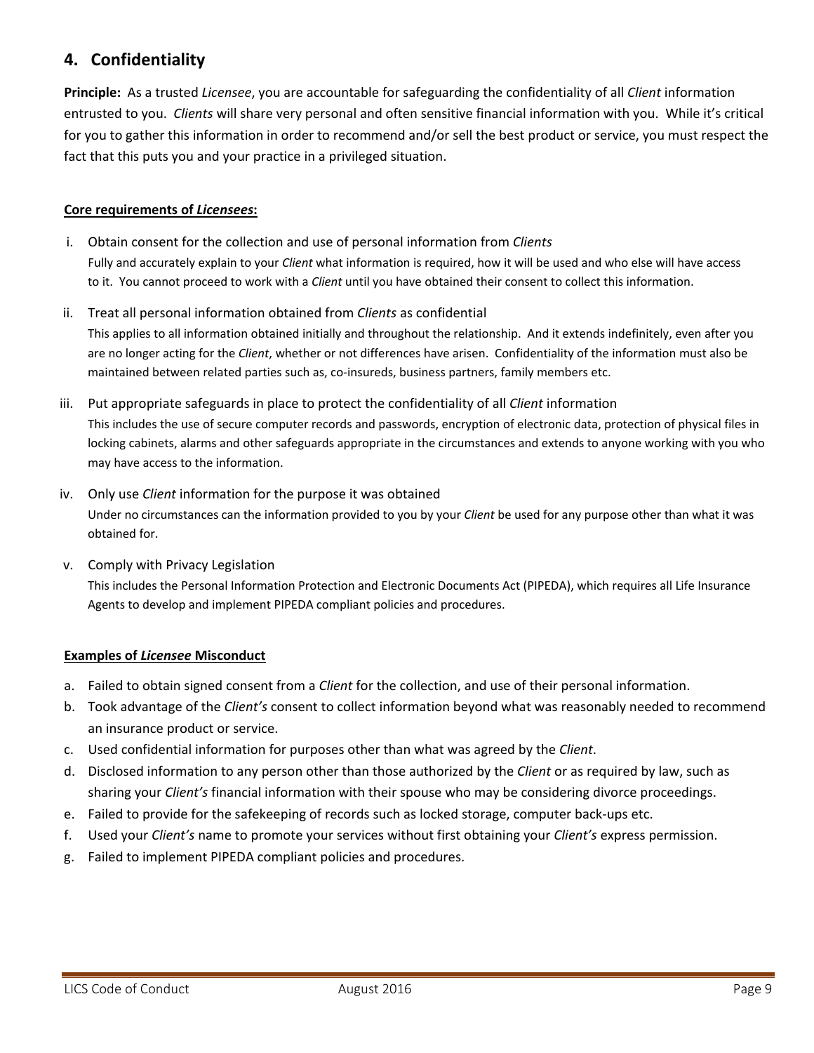## 4. Confidentiality

**Principle:** As a trusted *Licensee*, you are accountable for safeguarding the confidentiality of all *Client* information entrusted to you. *Clients* will share very personal and often sensitive financial information with you. While it's critical for you to gather this information in order to recommend and/or sell the best product or service, you must respect the fact that this puts you and your practice in a privileged situation.

**Core requirements of *Licensees*:**

i. Obtain consent for the collection and use of personal information from *Clients*
   Fully and accurately explain to your *Client* what information is required, how it will be used and who else will have access to it. You cannot proceed to work with a *Client* until you have obtained their consent to collect this information.

ii. Treat all personal information obtained from *Clients* as confidential
   This applies to all information obtained initially and throughout the relationship. And it extends indefinitely, even after you are no longer acting for the *Client*, whether or not differences have arisen. Confidentiality of the information must also be maintained between related parties such as, co-insureds, business partners, family members etc.

iii. Put appropriate safeguards in place to protect the confidentiality of all *Client* information
   This includes the use of secure computer records and passwords, encryption of electronic data, protection of physical files in locking cabinets, alarms and other safeguards appropriate in the circumstances and extends to anyone working with you who may have access to the information.

iv. Only use *Client* information for the purpose it was obtained
   Under no circumstances can the information provided to you by your *Client* be used for any purpose other than what it was obtained for.

v. Comply with Privacy Legislation
   This includes the Personal Information Protection and Electronic Documents Act (PIPEDA), which requires all Life Insurance Agents to develop and implement PIPEDA compliant policies and procedures.

**Examples of *Licensee* Misconduct**

a. Failed to obtain signed consent from a *Client* for the collection, and use of their personal information.
b. Took advantage of the *Client's* consent to collect information beyond what was reasonably needed to recommend an insurance product or service.
c. Used confidential information for purposes other than what was agreed by the *Client*.
d. Disclosed information to any person other than those authorized by the *Client* or as required by law, such as sharing your *Client's* financial information with their spouse who may be considering divorce proceedings.
e. Failed to provide for the safekeeping of records such as locked storage, computer back-ups etc.
f. Used your *Client's* name to promote your services without first obtaining your *Client's* express permission.
g. Failed to implement PIPEDA compliant policies and procedures.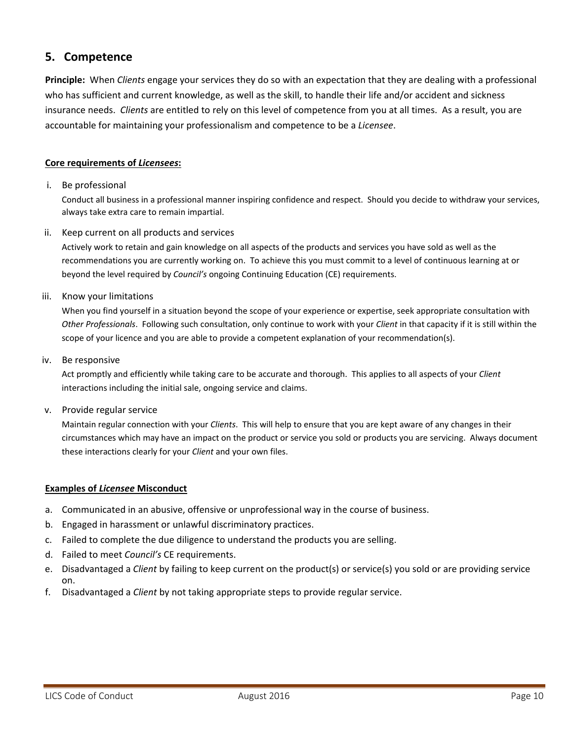## 5. Competence

**Principle:** When *Clients* engage your services they do so with an expectation that they are dealing with a professional who has sufficient and current knowledge, as well as the skill, to handle their life and/or accident and sickness insurance needs. *Clients* are entitled to rely on this level of competence from you at all times. As a result, you are accountable for maintaining your professionalism and competence to be a *Licensee*.

**<u>Core requirements of *Licensees*:</u>**

i. Be professional

   Conduct all business in a professional manner inspiring confidence and respect. Should you decide to withdraw your services, always take extra care to remain impartial.

ii. Keep current on all products and services

   Actively work to retain and gain knowledge on all aspects of the products and services you have sold as well as the recommendations you are currently working on. To achieve this you must commit to a level of continuous learning at or beyond the level required by *Council's* ongoing Continuing Education (CE) requirements.

iii. Know your limitations

   When you find yourself in a situation beyond the scope of your experience or expertise, seek appropriate consultation with *Other Professionals*. Following such consultation, only continue to work with your *Client* in that capacity if it is still within the scope of your licence and you are able to provide a competent explanation of your recommendation(s).

iv. Be responsive

   Act promptly and efficiently while taking care to be accurate and thorough. This applies to all aspects of your *Client* interactions including the initial sale, ongoing service and claims.

v. Provide regular service

   Maintain regular connection with your *Clients*. This will help to ensure that you are kept aware of any changes in their circumstances which may have an impact on the product or service you sold or products you are servicing. Always document these interactions clearly for your *Client* and your own files.

**<u>Examples of *Licensee* Misconduct</u>**

a. Communicated in an abusive, offensive or unprofessional way in the course of business.
b. Engaged in harassment or unlawful discriminatory practices.
c. Failed to complete the due diligence to understand the products you are selling.
d. Failed to meet *Council's* CE requirements.
e. Disadvantaged a *Client* by failing to keep current on the product(s) or service(s) you sold or are providing service on.
f. Disadvantaged a *Client* by not taking appropriate steps to provide regular service.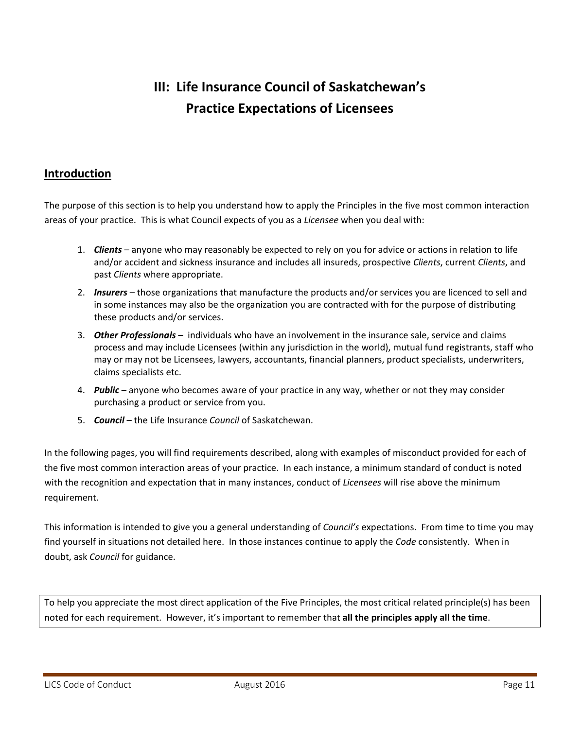# III: Life Insurance Council of Saskatchewan's Practice Expectations of Licensees

## Introduction

The purpose of this section is to help you understand how to apply the Principles in the five most common interaction areas of your practice. This is what Council expects of you as a *Licensee* when you deal with:

1. ***Clients*** – anyone who may reasonably be expected to rely on you for advice or actions in relation to life and/or accident and sickness insurance and includes all insureds, prospective *Clients*, current *Clients*, and past *Clients* where appropriate.
2. ***Insurers*** – those organizations that manufacture the products and/or services you are licenced to sell and in some instances may also be the organization you are contracted with for the purpose of distributing these products and/or services.
3. ***Other Professionals*** – individuals who have an involvement in the insurance sale, service and claims process and may include Licensees (within any jurisdiction in the world), mutual fund registrants, staff who may or may not be Licensees, lawyers, accountants, financial planners, product specialists, underwriters, claims specialists etc.
4. ***Public*** – anyone who becomes aware of your practice in any way, whether or not they may consider purchasing a product or service from you.
5. ***Council*** – the Life Insurance *Council* of Saskatchewan.

In the following pages, you will find requirements described, along with examples of misconduct provided for each of the five most common interaction areas of your practice. In each instance, a minimum standard of conduct is noted with the recognition and expectation that in many instances, conduct of *Licensees* will rise above the minimum requirement.

This information is intended to give you a general understanding of *Council's* expectations. From time to time you may find yourself in situations not detailed here. In those instances continue to apply the *Code* consistently. When in doubt, ask *Council* for guidance.

To help you appreciate the most direct application of the Five Principles, the most critical related principle(s) has been noted for each requirement. However, it's important to remember that **all the principles apply all the time**.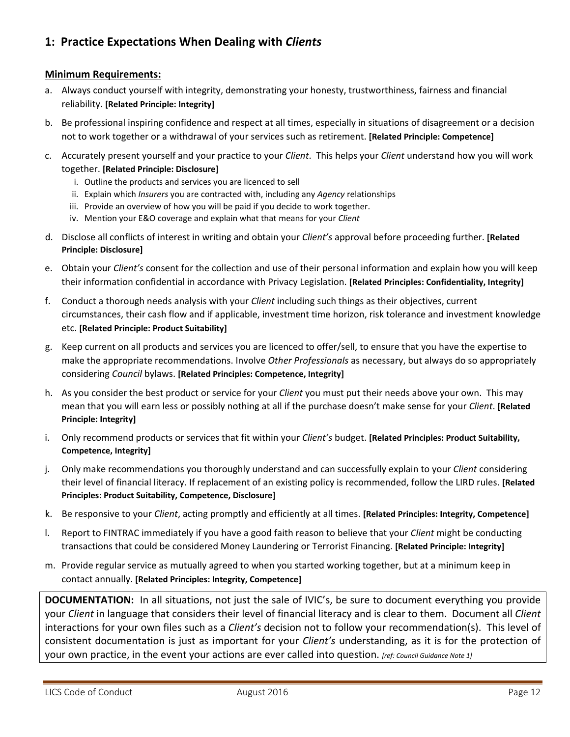## 1: Practice Expectations When Dealing with *Clients*

**Minimum Requirements:**

a. Always conduct yourself with integrity, demonstrating your honesty, trustworthiness, fairness and financial reliability. **[Related Principle: Integrity]**

b. Be professional inspiring confidence and respect at all times, especially in situations of disagreement or a decision not to work together or a withdrawal of your services such as retirement. **[Related Principle: Competence]**

c. Accurately present yourself and your practice to your *Client*. This helps your *Client* understand how you will work together. **[Related Principle: Disclosure]**
   i. Outline the products and services you are licenced to sell
   ii. Explain which *Insurers* you are contracted with, including any *Agency* relationships
   iii. Provide an overview of how you will be paid if you decide to work together.
   iv. Mention your E&O coverage and explain what that means for your *Client*

d. Disclose all conflicts of interest in writing and obtain your *Client's* approval before proceeding further. **[Related Principle: Disclosure]**

e. Obtain your *Client's* consent for the collection and use of their personal information and explain how you will keep their information confidential in accordance with Privacy Legislation. **[Related Principles: Confidentiality, Integrity]**

f. Conduct a thorough needs analysis with your *Client* including such things as their objectives, current circumstances, their cash flow and if applicable, investment time horizon, risk tolerance and investment knowledge etc. **[Related Principle: Product Suitability]**

g. Keep current on all products and services you are licenced to offer/sell, to ensure that you have the expertise to make the appropriate recommendations. Involve *Other Professionals* as necessary, but always do so appropriately considering *Council* bylaws. **[Related Principles: Competence, Integrity]**

h. As you consider the best product or service for your *Client* you must put their needs above your own. This may mean that you will earn less or possibly nothing at all if the purchase doesn't make sense for your *Client*. **[Related Principle: Integrity]**

i. Only recommend products or services that fit within your *Client's* budget. **[Related Principles: Product Suitability, Competence, Integrity]**

j. Only make recommendations you thoroughly understand and can successfully explain to your *Client* considering their level of financial literacy. If replacement of an existing policy is recommended, follow the LIRD rules. **[Related Principles: Product Suitability, Competence, Disclosure]**

k. Be responsive to your *Client*, acting promptly and efficiently at all times. **[Related Principles: Integrity, Competence]**

l. Report to FINTRAC immediately if you have a good faith reason to believe that your *Client* might be conducting transactions that could be considered Money Laundering or Terrorist Financing. **[Related Principle: Integrity]**

m. Provide regular service as mutually agreed to when you started working together, but at a minimum keep in contact annually. **[Related Principles: Integrity, Competence]**

**DOCUMENTATION:** In all situations, not just the sale of IVIC's, be sure to document everything you provide your *Client* in language that considers their level of financial literacy and is clear to them. Document all *Client* interactions for your own files such as a *Client's* decision not to follow your recommendation(s). This level of consistent documentation is just as important for your *Client's* understanding, as it is for the protection of your own practice, in the event your actions are ever called into question. *[ref: Council Guidance Note 1]*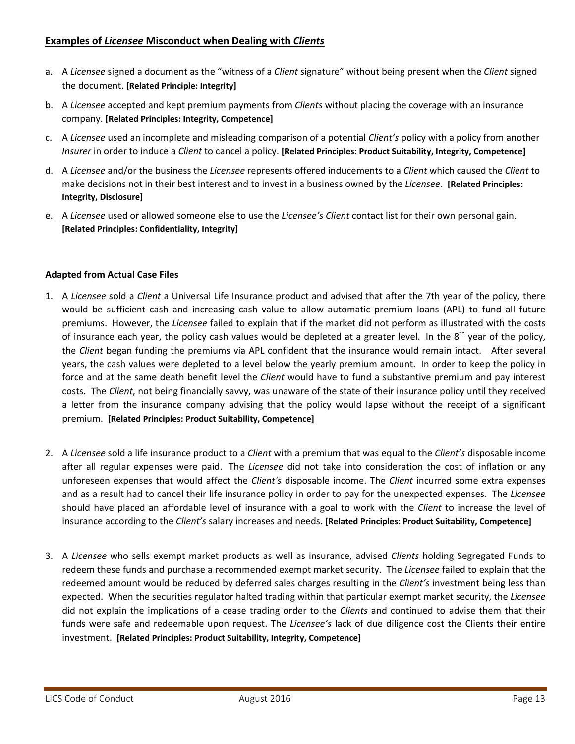## **Examples of *Licensee* Misconduct when Dealing with *Clients***

a. A *Licensee* signed a document as the "witness of a *Client* signature" without being present when the *Client* signed the document. **[Related Principle: Integrity]**

b. A *Licensee* accepted and kept premium payments from *Clients* without placing the coverage with an insurance company. **[Related Principles: Integrity, Competence]**

c. A *Licensee* used an incomplete and misleading comparison of a potential *Client's* policy with a policy from another *Insurer* in order to induce a *Client* to cancel a policy. **[Related Principles: Product Suitability, Integrity, Competence]**

d. A *Licensee* and/or the business the *Licensee* represents offered inducements to a *Client* which caused the *Client* to make decisions not in their best interest and to invest in a business owned by the *Licensee*. **[Related Principles: Integrity, Disclosure]**

e. A *Licensee* used or allowed someone else to use the *Licensee's Client* contact list for their own personal gain. **[Related Principles: Confidentiality, Integrity]**

**Adapted from Actual Case Files**

1. A *Licensee* sold a *Client* a Universal Life Insurance product and advised that after the 7th year of the policy, there would be sufficient cash and increasing cash value to allow automatic premium loans (APL) to fund all future premiums. However, the *Licensee* failed to explain that if the market did not perform as illustrated with the costs of insurance each year, the policy cash values would be depleted at a greater level. In the 8th year of the policy, the *Client* began funding the premiums via APL confident that the insurance would remain intact. After several years, the cash values were depleted to a level below the yearly premium amount. In order to keep the policy in force and at the same death benefit level the *Client* would have to fund a substantive premium and pay interest costs. The *Client*, not being financially savvy, was unaware of the state of their insurance policy until they received a letter from the insurance company advising that the policy would lapse without the receipt of a significant premium. **[Related Principles: Product Suitability, Competence]**

2. A *Licensee* sold a life insurance product to a *Client* with a premium that was equal to the *Client's* disposable income after all regular expenses were paid. The *Licensee* did not take into consideration the cost of inflation or any unforeseen expenses that would affect the *Client's* disposable income. The *Client* incurred some extra expenses and as a result had to cancel their life insurance policy in order to pay for the unexpected expenses. The *Licensee* should have placed an affordable level of insurance with a goal to work with the *Client* to increase the level of insurance according to the *Client's* salary increases and needs. **[Related Principles: Product Suitability, Competence]**

3. A *Licensee* who sells exempt market products as well as insurance, advised *Clients* holding Segregated Funds to redeem these funds and purchase a recommended exempt market security. The *Licensee* failed to explain that the redeemed amount would be reduced by deferred sales charges resulting in the *Client's* investment being less than expected. When the securities regulator halted trading within that particular exempt market security, the *Licensee* did not explain the implications of a cease trading order to the *Clients* and continued to advise them that their funds were safe and redeemable upon request. The *Licensee's* lack of due diligence cost the Clients their entire investment. **[Related Principles: Product Suitability, Integrity, Competence]**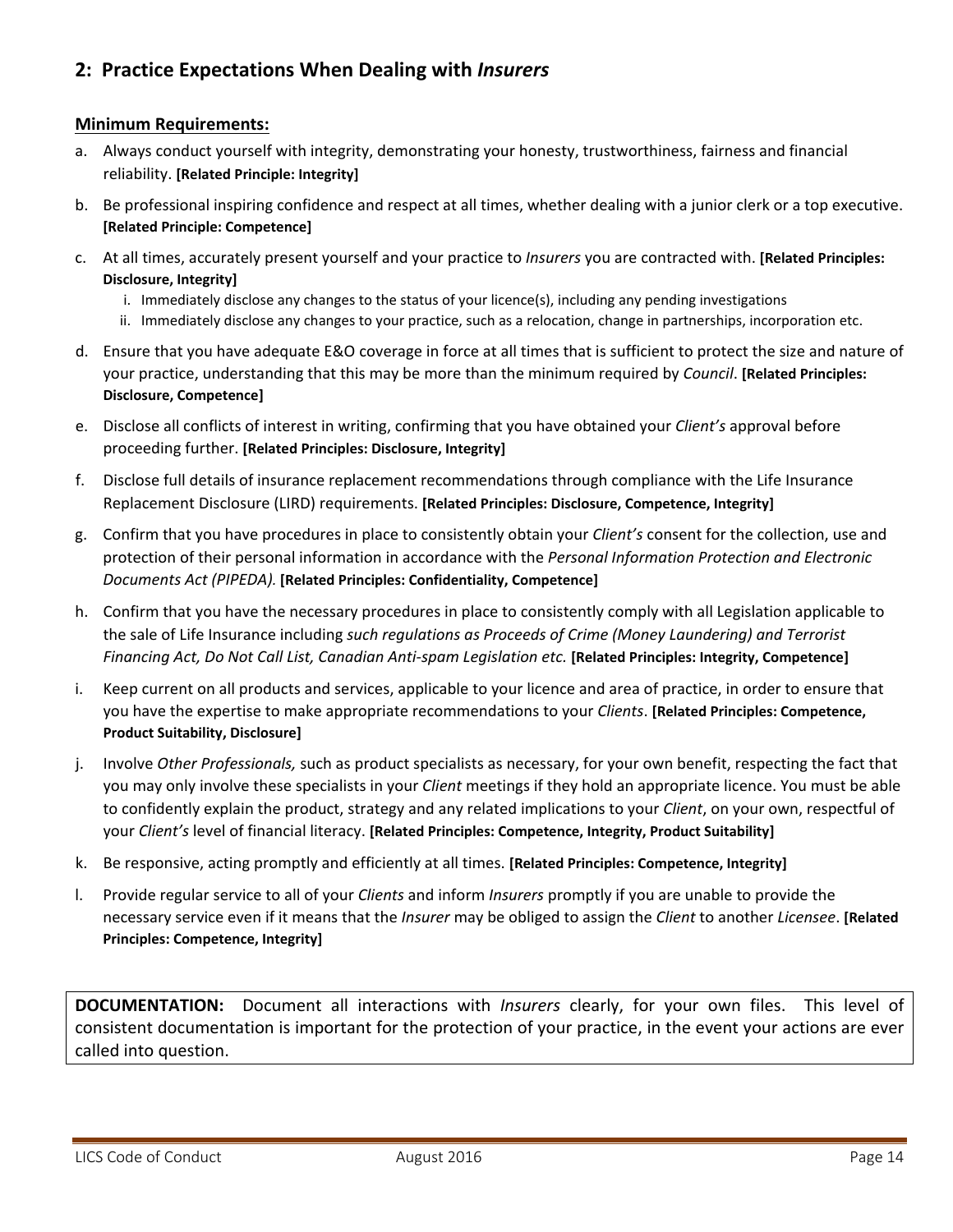## 2: Practice Expectations When Dealing with *Insurers*

**Minimum Requirements:**

a. Always conduct yourself with integrity, demonstrating your honesty, trustworthiness, fairness and financial reliability. **[Related Principle: Integrity]**

b. Be professional inspiring confidence and respect at all times, whether dealing with a junior clerk or a top executive. **[Related Principle: Competence]**

c. At all times, accurately present yourself and your practice to *Insurers* you are contracted with. **[Related Principles: Disclosure, Integrity]**
   1. Immediately disclose any changes to the status of your licence(s), including any pending investigations
   2. Immediately disclose any changes to your practice, such as a relocation, change in partnerships, incorporation etc.

d. Ensure that you have adequate E&O coverage in force at all times that is sufficient to protect the size and nature of your practice, understanding that this may be more than the minimum required by *Council*. **[Related Principles: Disclosure, Competence]**

e. Disclose all conflicts of interest in writing, confirming that you have obtained your *Client's* approval before proceeding further. **[Related Principles: Disclosure, Integrity]**

f. Disclose full details of insurance replacement recommendations through compliance with the Life Insurance Replacement Disclosure (LIRD) requirements. **[Related Principles: Disclosure, Competence, Integrity]**

g. Confirm that you have procedures in place to consistently obtain your *Client's* consent for the collection, use and protection of their personal information in accordance with the *Personal Information Protection and Electronic Documents Act (PIPEDA).* **[Related Principles: Confidentiality, Competence]**

h. Confirm that you have the necessary procedures in place to consistently comply with all Legislation applicable to the sale of Life Insurance including *such regulations as Proceeds of Crime (Money Laundering) and Terrorist Financing Act, Do Not Call List, Canadian Anti-spam Legislation etc.* **[Related Principles: Integrity, Competence]**

i. Keep current on all products and services, applicable to your licence and area of practice, in order to ensure that you have the expertise to make appropriate recommendations to your *Clients*. **[Related Principles: Competence, Product Suitability, Disclosure]**

j. Involve *Other Professionals,* such as product specialists as necessary, for your own benefit, respecting the fact that you may only involve these specialists in your *Client* meetings if they hold an appropriate licence. You must be able to confidently explain the product, strategy and any related implications to your *Client*, on your own, respectful of your *Client's* level of financial literacy. **[Related Principles: Competence, Integrity, Product Suitability]**

k. Be responsive, acting promptly and efficiently at all times. **[Related Principles: Competence, Integrity]**

l. Provide regular service to all of your *Clients* and inform *Insurers* promptly if you are unable to provide the necessary service even if it means that the *Insurer* may be obliged to assign the *Client* to another *Licensee*. **[Related Principles: Competence, Integrity]**

**DOCUMENTATION:** Document all interactions with *Insurers* clearly, for your own files. This level of consistent documentation is important for the protection of your practice, in the event your actions are ever called into question.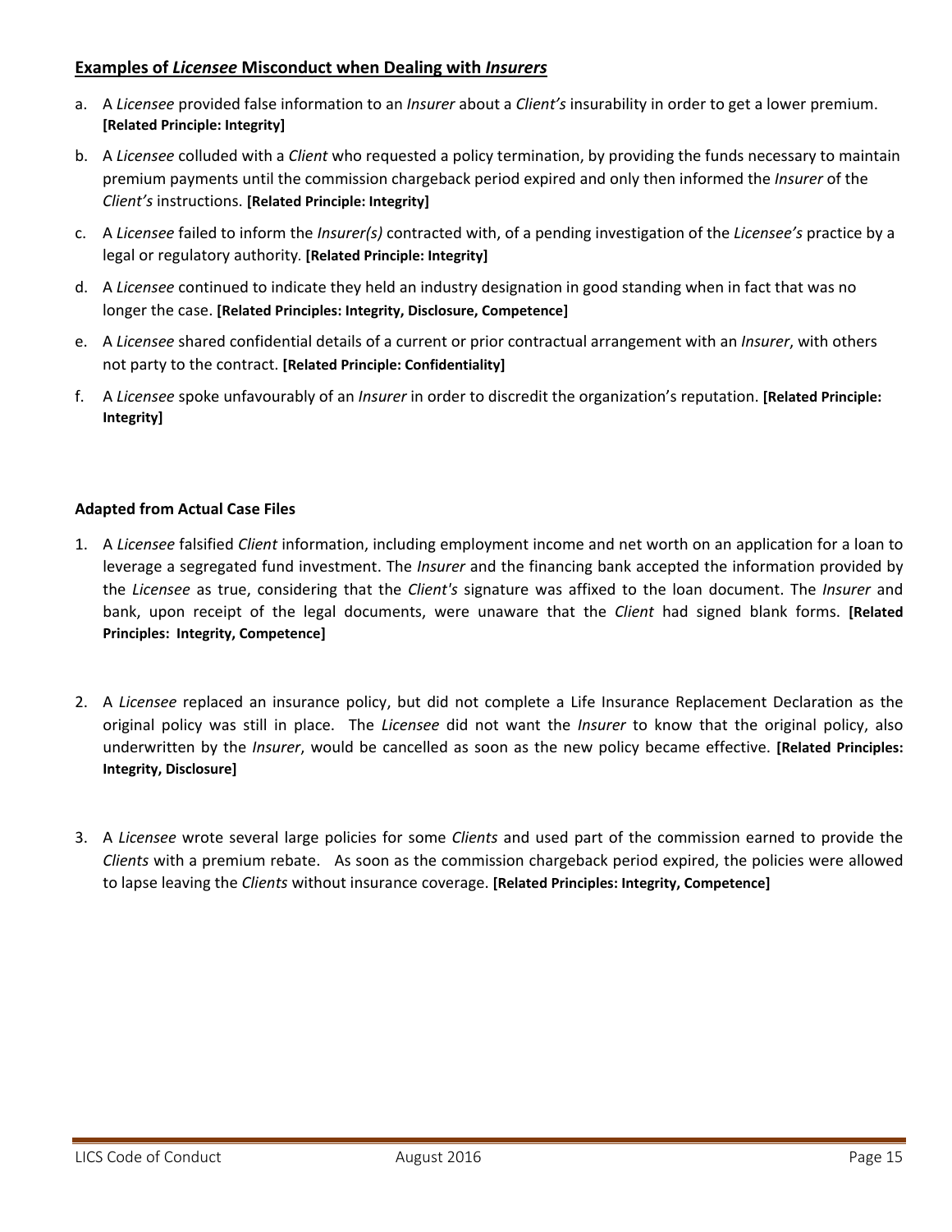## Examples of *Licensee* Misconduct when Dealing with *Insurers*

a. A *Licensee* provided false information to an *Insurer* about a *Client's* insurability in order to get a lower premium. **[Related Principle: Integrity]**

b. A *Licensee* colluded with a *Client* who requested a policy termination, by providing the funds necessary to maintain premium payments until the commission chargeback period expired and only then informed the *Insurer* of the *Client's* instructions. **[Related Principle: Integrity]**

c. A *Licensee* failed to inform the *Insurer(s)* contracted with, of a pending investigation of the *Licensee's* practice by a legal or regulatory authority. **[Related Principle: Integrity]**

d. A *Licensee* continued to indicate they held an industry designation in good standing when in fact that was no longer the case. **[Related Principles: Integrity, Disclosure, Competence]**

e. A *Licensee* shared confidential details of a current or prior contractual arrangement with an *Insurer*, with others not party to the contract. **[Related Principle: Confidentiality]**

f. A *Licensee* spoke unfavourably of an *Insurer* in order to discredit the organization's reputation. **[Related Principle: Integrity]**

**Adapted from Actual Case Files**

1. A *Licensee* falsified *Client* information, including employment income and net worth on an application for a loan to leverage a segregated fund investment. The *Insurer* and the financing bank accepted the information provided by the *Licensee* as true, considering that the *Client's* signature was affixed to the loan document. The *Insurer* and bank, upon receipt of the legal documents, were unaware that the *Client* had signed blank forms. **[Related Principles: Integrity, Competence]**

2. A *Licensee* replaced an insurance policy, but did not complete a Life Insurance Replacement Declaration as the original policy was still in place. The *Licensee* did not want the *Insurer* to know that the original policy, also underwritten by the *Insurer*, would be cancelled as soon as the new policy became effective. **[Related Principles: Integrity, Disclosure]**

3. A *Licensee* wrote several large policies for some *Clients* and used part of the commission earned to provide the *Clients* with a premium rebate. As soon as the commission chargeback period expired, the policies were allowed to lapse leaving the *Clients* without insurance coverage. **[Related Principles: Integrity, Competence]**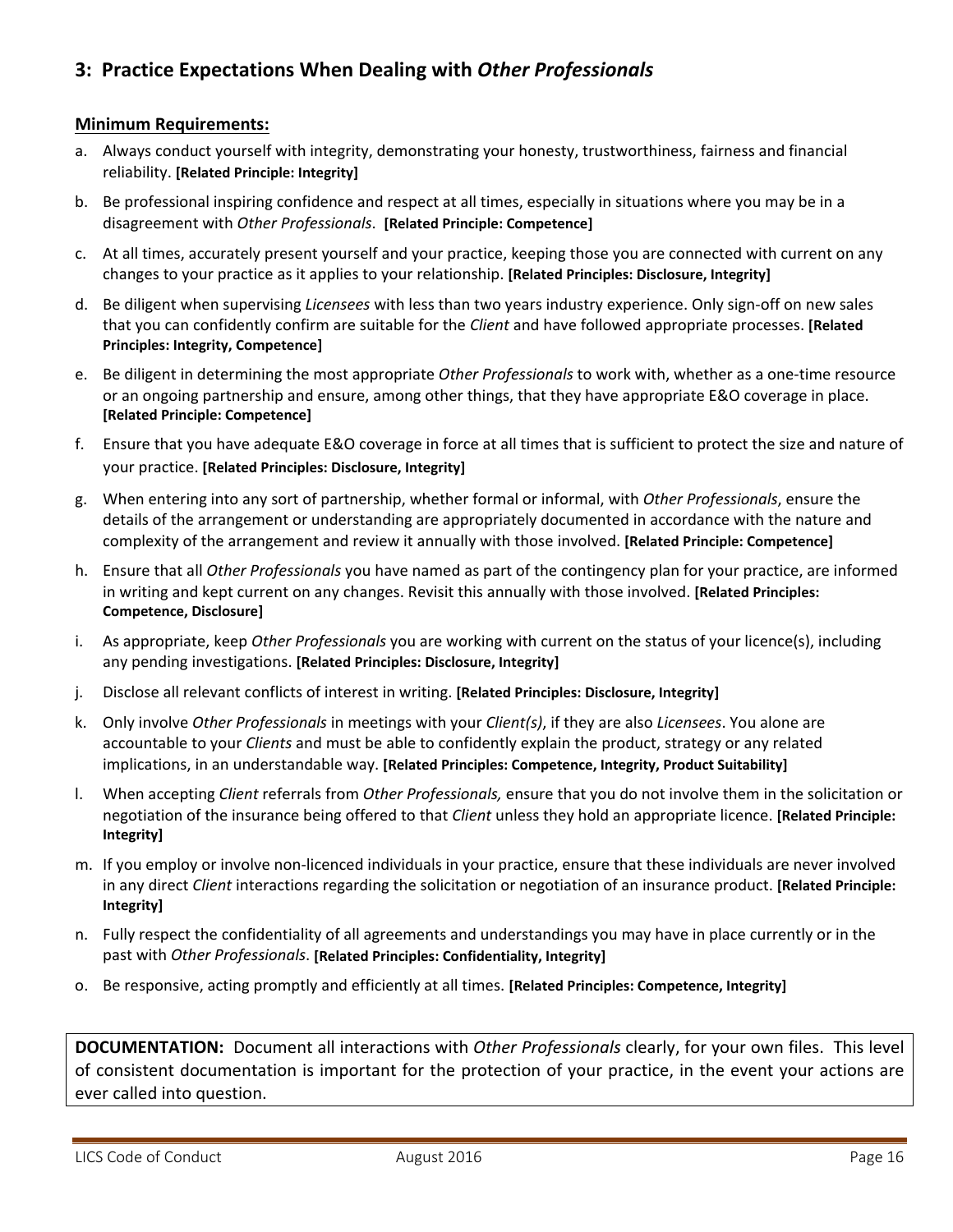## 3: Practice Expectations When Dealing with *Other Professionals*

**Minimum Requirements:**

a. Always conduct yourself with integrity, demonstrating your honesty, trustworthiness, fairness and financial reliability. **[Related Principle: Integrity]**

b. Be professional inspiring confidence and respect at all times, especially in situations where you may be in a disagreement with *Other Professionals*. **[Related Principle: Competence]**

c. At all times, accurately present yourself and your practice, keeping those you are connected with current on any changes to your practice as it applies to your relationship. **[Related Principles: Disclosure, Integrity]**

d. Be diligent when supervising *Licensees* with less than two years industry experience. Only sign-off on new sales that you can confidently confirm are suitable for the *Client* and have followed appropriate processes. **[Related Principles: Integrity, Competence]**

e. Be diligent in determining the most appropriate *Other Professionals* to work with, whether as a one-time resource or an ongoing partnership and ensure, among other things, that they have appropriate E&O coverage in place. **[Related Principle: Competence]**

f. Ensure that you have adequate E&O coverage in force at all times that is sufficient to protect the size and nature of your practice. **[Related Principles: Disclosure, Integrity]**

g. When entering into any sort of partnership, whether formal or informal, with *Other Professionals*, ensure the details of the arrangement or understanding are appropriately documented in accordance with the nature and complexity of the arrangement and review it annually with those involved. **[Related Principle: Competence]**

h. Ensure that all *Other Professionals* you have named as part of the contingency plan for your practice, are informed in writing and kept current on any changes. Revisit this annually with those involved. **[Related Principles: Competence, Disclosure]**

i. As appropriate, keep *Other Professionals* you are working with current on the status of your licence(s), including any pending investigations. **[Related Principles: Disclosure, Integrity]**

j. Disclose all relevant conflicts of interest in writing. **[Related Principles: Disclosure, Integrity]**

k. Only involve *Other Professionals* in meetings with your *Client(s)*, if they are also *Licensees*. You alone are accountable to your *Clients* and must be able to confidently explain the product, strategy or any related implications, in an understandable way. **[Related Principles: Competence, Integrity, Product Suitability]**

l. When accepting *Client* referrals from *Other Professionals,* ensure that you do not involve them in the solicitation or negotiation of the insurance being offered to that *Client* unless they hold an appropriate licence. **[Related Principle: Integrity]**

m. If you employ or involve non-licenced individuals in your practice, ensure that these individuals are never involved in any direct *Client* interactions regarding the solicitation or negotiation of an insurance product. **[Related Principle: Integrity]**

n. Fully respect the confidentiality of all agreements and understandings you may have in place currently or in the past with *Other Professionals*. **[Related Principles: Confidentiality, Integrity]**

o. Be responsive, acting promptly and efficiently at all times. **[Related Principles: Competence, Integrity]**

**DOCUMENTATION:** Document all interactions with *Other Professionals* clearly, for your own files. This level of consistent documentation is important for the protection of your practice, in the event your actions are ever called into question.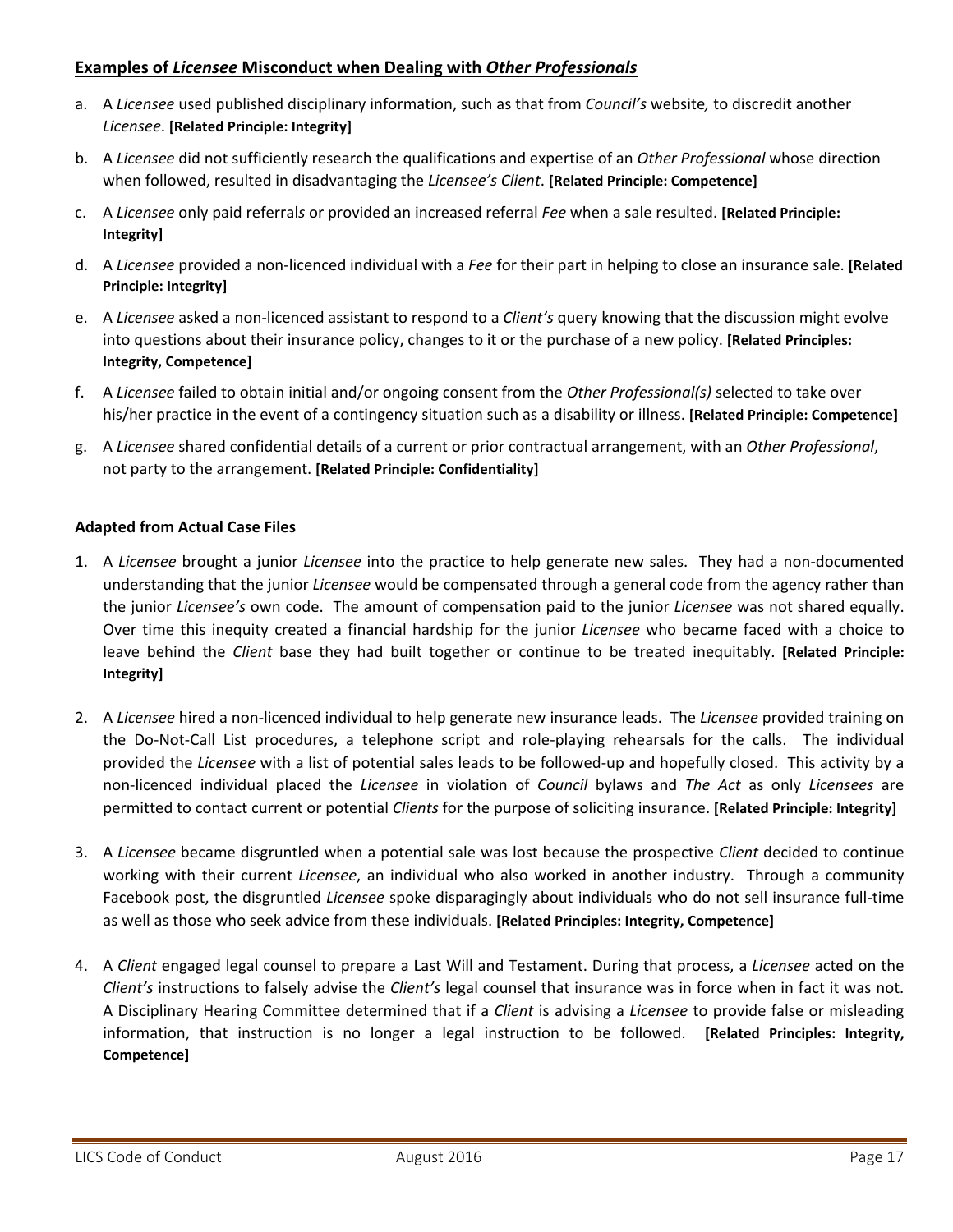## **Examples of *Licensee* Misconduct when Dealing with *Other Professionals***

a. A *Licensee* used published disciplinary information, such as that from *Council's* website*,* to discredit another *Licensee*. **[Related Principle: Integrity]**

b. A *Licensee* did not sufficiently research the qualifications and expertise of an *Other Professional* whose direction when followed, resulted in disadvantaging the *Licensee's Client*. **[Related Principle: Competence]**

c. A *Licensee* only paid referrals or provided an increased referral *Fee* when a sale resulted. **[Related Principle: Integrity]**

d. A *Licensee* provided a non-licenced individual with a *Fee* for their part in helping to close an insurance sale. **[Related Principle: Integrity]**

e. A *Licensee* asked a non-licenced assistant to respond to a *Client's* query knowing that the discussion might evolve into questions about their insurance policy, changes to it or the purchase of a new policy. **[Related Principles: Integrity, Competence]**

f. A *Licensee* failed to obtain initial and/or ongoing consent from the *Other Professional(s)* selected to take over his/her practice in the event of a contingency situation such as a disability or illness. **[Related Principle: Competence]**

g. A *Licensee* shared confidential details of a current or prior contractual arrangement, with an *Other Professional*, not party to the arrangement. **[Related Principle: Confidentiality]**

**Adapted from Actual Case Files**

1. A *Licensee* brought a junior *Licensee* into the practice to help generate new sales. They had a non-documented understanding that the junior *Licensee* would be compensated through a general code from the agency rather than the junior *Licensee's* own code. The amount of compensation paid to the junior *Licensee* was not shared equally. Over time this inequity created a financial hardship for the junior *Licensee* who became faced with a choice to leave behind the *Client* base they had built together or continue to be treated inequitably. **[Related Principle: Integrity]**

2. A *Licensee* hired a non-licenced individual to help generate new insurance leads. The *Licensee* provided training on the Do-Not-Call List procedures, a telephone script and role-playing rehearsals for the calls. The individual provided the *Licensee* with a list of potential sales leads to be followed-up and hopefully closed. This activity by a non-licenced individual placed the *Licensee* in violation of *Council* bylaws and *The Act* as only *Licensees* are permitted to contact current or potential *Clients* for the purpose of soliciting insurance. **[Related Principle: Integrity]**

3. A *Licensee* became disgruntled when a potential sale was lost because the prospective *Client* decided to continue working with their current *Licensee*, an individual who also worked in another industry. Through a community Facebook post, the disgruntled *Licensee* spoke disparagingly about individuals who do not sell insurance full-time as well as those who seek advice from these individuals. **[Related Principles: Integrity, Competence]**

4. A *Client* engaged legal counsel to prepare a Last Will and Testament. During that process, a *Licensee* acted on the *Client's* instructions to falsely advise the *Client's* legal counsel that insurance was in force when in fact it was not. A Disciplinary Hearing Committee determined that if a *Client* is advising a *Licensee* to provide false or misleading information, that instruction is no longer a legal instruction to be followed. **[Related Principles: Integrity, Competence]**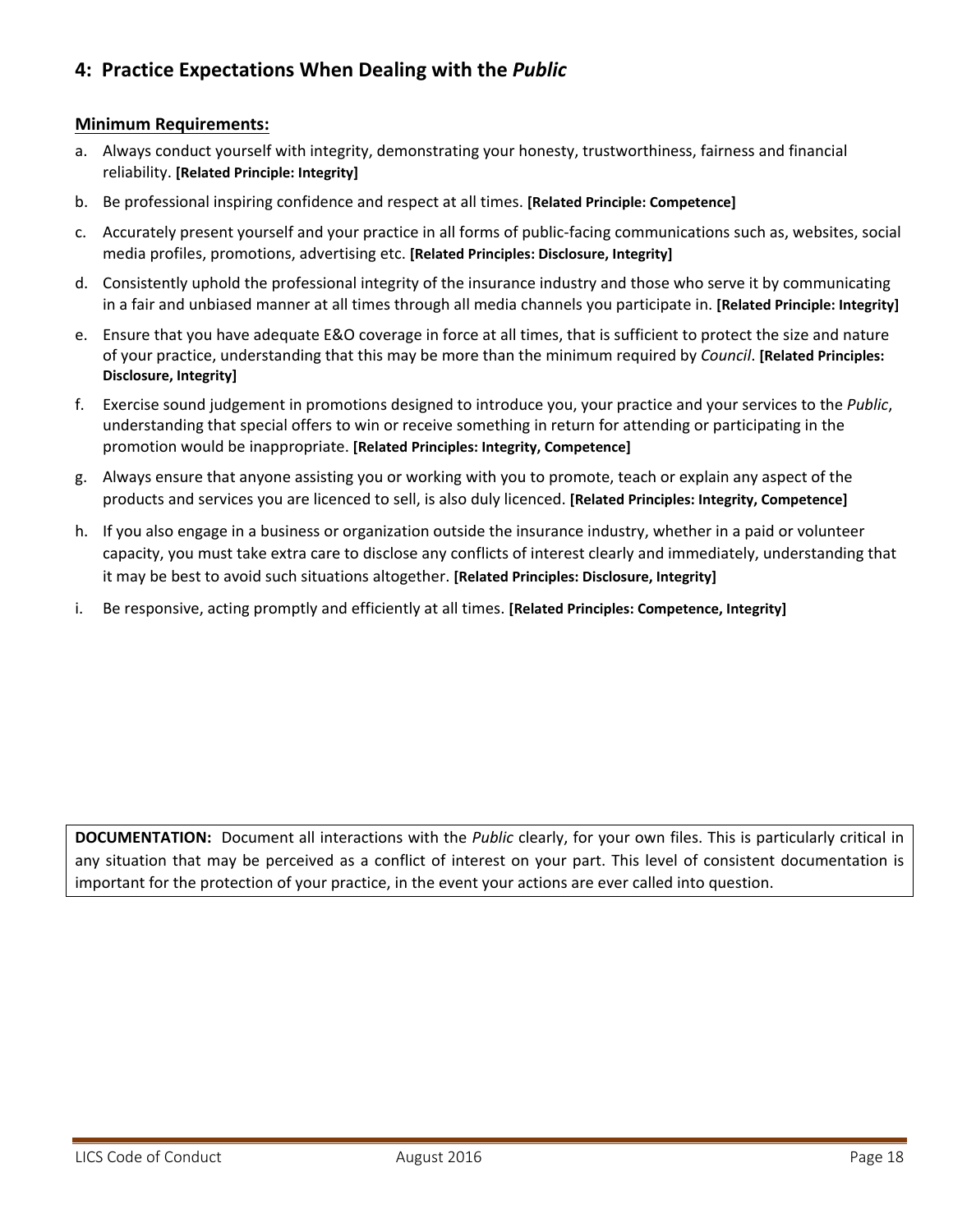## 4: Practice Expectations When Dealing with the *Public*

**Minimum Requirements:**

a. Always conduct yourself with integrity, demonstrating your honesty, trustworthiness, fairness and financial reliability. **[Related Principle: Integrity]**

b. Be professional inspiring confidence and respect at all times. **[Related Principle: Competence]**

c. Accurately present yourself and your practice in all forms of public-facing communications such as, websites, social media profiles, promotions, advertising etc. **[Related Principles: Disclosure, Integrity]**

d. Consistently uphold the professional integrity of the insurance industry and those who serve it by communicating in a fair and unbiased manner at all times through all media channels you participate in. **[Related Principle: Integrity]**

e. Ensure that you have adequate E&O coverage in force at all times, that is sufficient to protect the size and nature of your practice, understanding that this may be more than the minimum required by *Council*. **[Related Principles: Disclosure, Integrity]**

f. Exercise sound judgement in promotions designed to introduce you, your practice and your services to the *Public*, understanding that special offers to win or receive something in return for attending or participating in the promotion would be inappropriate. **[Related Principles: Integrity, Competence]**

g. Always ensure that anyone assisting you or working with you to promote, teach or explain any aspect of the products and services you are licenced to sell, is also duly licenced. **[Related Principles: Integrity, Competence]**

h. If you also engage in a business or organization outside the insurance industry, whether in a paid or volunteer capacity, you must take extra care to disclose any conflicts of interest clearly and immediately, understanding that it may be best to avoid such situations altogether. **[Related Principles: Disclosure, Integrity]**

i. Be responsive, acting promptly and efficiently at all times. **[Related Principles: Competence, Integrity]**

**DOCUMENTATION:** Document all interactions with the *Public* clearly, for your own files. This is particularly critical in any situation that may be perceived as a conflict of interest on your part. This level of consistent documentation is important for the protection of your practice, in the event your actions are ever called into question.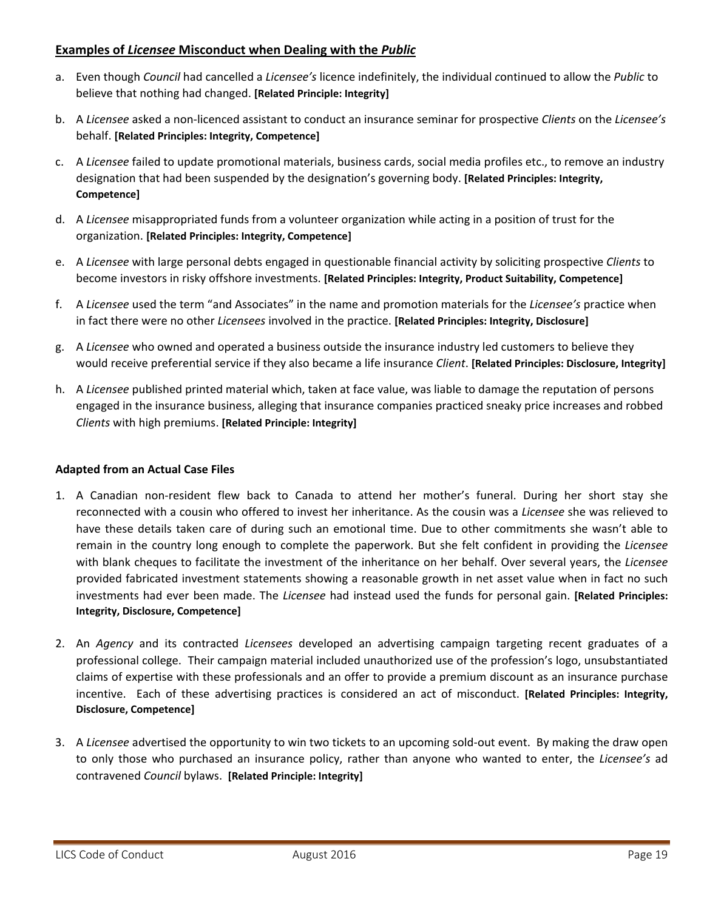## **Examples of *Licensee* Misconduct when Dealing with the *Public***

a. Even though *Council* had cancelled a *Licensee's* licence indefinitely, the individual continued to allow the *Public* to believe that nothing had changed. **[Related Principle: Integrity]**

b. A *Licensee* asked a non-licenced assistant to conduct an insurance seminar for prospective *Clients* on the *Licensee's* behalf. **[Related Principles: Integrity, Competence]**

c. A *Licensee* failed to update promotional materials, business cards, social media profiles etc., to remove an industry designation that had been suspended by the designation's governing body. **[Related Principles: Integrity, Competence]**

d. A *Licensee* misappropriated funds from a volunteer organization while acting in a position of trust for the organization. **[Related Principles: Integrity, Competence]**

e. A *Licensee* with large personal debts engaged in questionable financial activity by soliciting prospective *Clients* to become investors in risky offshore investments. **[Related Principles: Integrity, Product Suitability, Competence]**

f. A *Licensee* used the term "and Associates" in the name and promotion materials for the *Licensee's* practice when in fact there were no other *Licensees* involved in the practice. **[Related Principles: Integrity, Disclosure]**

g. A *Licensee* who owned and operated a business outside the insurance industry led customers to believe they would receive preferential service if they also became a life insurance *Client*. **[Related Principles: Disclosure, Integrity]**

h. A *Licensee* published printed material which, taken at face value, was liable to damage the reputation of persons engaged in the insurance business, alleging that insurance companies practiced sneaky price increases and robbed *Clients* with high premiums. **[Related Principle: Integrity]**

**Adapted from an Actual Case Files**

1. A Canadian non-resident flew back to Canada to attend her mother's funeral. During her short stay she reconnected with a cousin who offered to invest her inheritance. As the cousin was a *Licensee* she was relieved to have these details taken care of during such an emotional time. Due to other commitments she wasn't able to remain in the country long enough to complete the paperwork. But she felt confident in providing the *Licensee* with blank cheques to facilitate the investment of the inheritance on her behalf. Over several years, the *Licensee* provided fabricated investment statements showing a reasonable growth in net asset value when in fact no such investments had ever been made. The *Licensee* had instead used the funds for personal gain. **[Related Principles: Integrity, Disclosure, Competence]**

2. An *Agency* and its contracted *Licensees* developed an advertising campaign targeting recent graduates of a professional college. Their campaign material included unauthorized use of the profession's logo, unsubstantiated claims of expertise with these professionals and an offer to provide a premium discount as an insurance purchase incentive. Each of these advertising practices is considered an act of misconduct. **[Related Principles: Integrity, Disclosure, Competence]**

3. A *Licensee* advertised the opportunity to win two tickets to an upcoming sold-out event. By making the draw open to only those who purchased an insurance policy, rather than anyone who wanted to enter, the *Licensee's* ad contravened *Council* bylaws. **[Related Principle: Integrity]**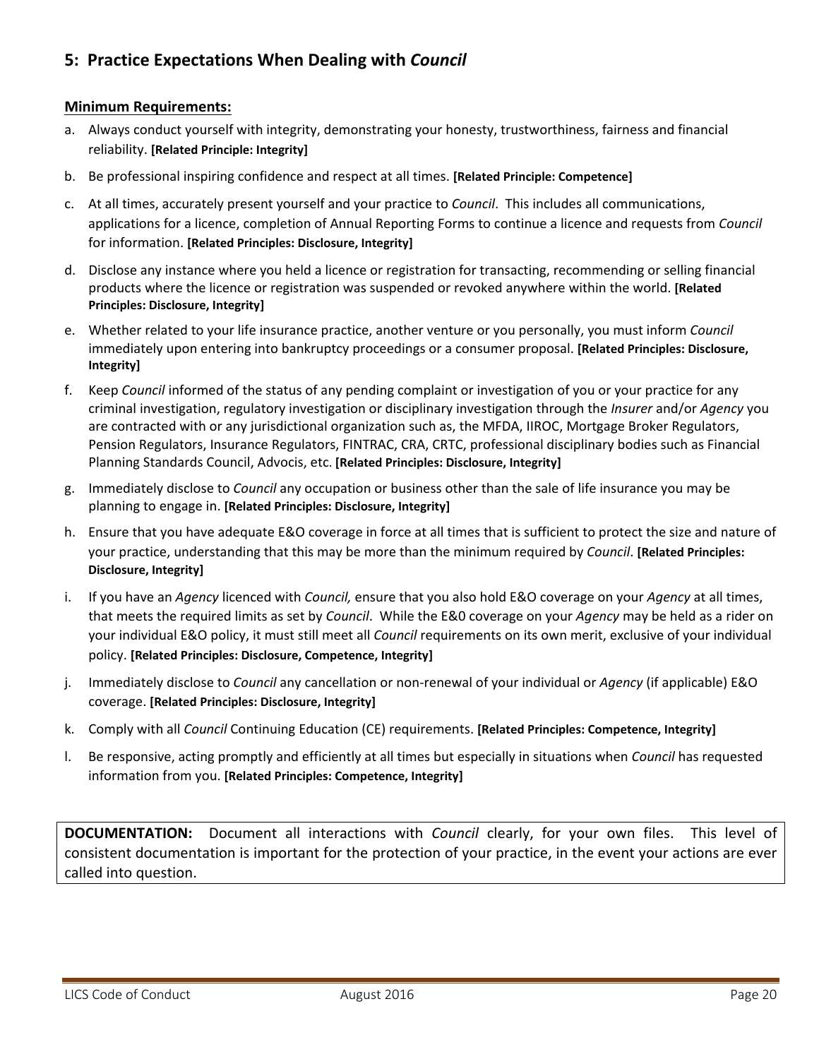## 5: Practice Expectations When Dealing with *Council*

**Minimum Requirements:**

a. Always conduct yourself with integrity, demonstrating your honesty, trustworthiness, fairness and financial reliability. **[Related Principle: Integrity]**

b. Be professional inspiring confidence and respect at all times. **[Related Principle: Competence]**

c. At all times, accurately present yourself and your practice to *Council*. This includes all communications, applications for a licence, completion of Annual Reporting Forms to continue a licence and requests from *Council* for information. **[Related Principles: Disclosure, Integrity]**

d. Disclose any instance where you held a licence or registration for transacting, recommending or selling financial products where the licence or registration was suspended or revoked anywhere within the world. **[Related Principles: Disclosure, Integrity]**

e. Whether related to your life insurance practice, another venture or you personally, you must inform *Council* immediately upon entering into bankruptcy proceedings or a consumer proposal. **[Related Principles: Disclosure, Integrity]**

f. Keep *Council* informed of the status of any pending complaint or investigation of you or your practice for any criminal investigation, regulatory investigation or disciplinary investigation through the *Insurer* and/or *Agency* you are contracted with or any jurisdictional organization such as, the MFDA, IIROC, Mortgage Broker Regulators, Pension Regulators, Insurance Regulators, FINTRAC, CRA, CRTC, professional disciplinary bodies such as Financial Planning Standards Council, Advocis, etc. **[Related Principles: Disclosure, Integrity]**

g. Immediately disclose to *Council* any occupation or business other than the sale of life insurance you may be planning to engage in. **[Related Principles: Disclosure, Integrity]**

h. Ensure that you have adequate E&O coverage in force at all times that is sufficient to protect the size and nature of your practice, understanding that this may be more than the minimum required by *Council*. **[Related Principles: Disclosure, Integrity]**

i. If you have an *Agency* licenced with *Council,* ensure that you also hold E&O coverage on your *Agency* at all times, that meets the required limits as set by *Council*. While the E&0 coverage on your *Agency* may be held as a rider on your individual E&O policy, it must still meet all *Council* requirements on its own merit, exclusive of your individual policy. **[Related Principles: Disclosure, Competence, Integrity]**

j. Immediately disclose to *Council* any cancellation or non-renewal of your individual or *Agency* (if applicable) E&O coverage. **[Related Principles: Disclosure, Integrity]**

k. Comply with all *Council* Continuing Education (CE) requirements. **[Related Principles: Competence, Integrity]**

l. Be responsive, acting promptly and efficiently at all times but especially in situations when *Council* has requested information from you. **[Related Principles: Competence, Integrity]**

**DOCUMENTATION:** Document all interactions with *Council* clearly, for your own files. This level of consistent documentation is important for the protection of your practice, in the event your actions are ever called into question.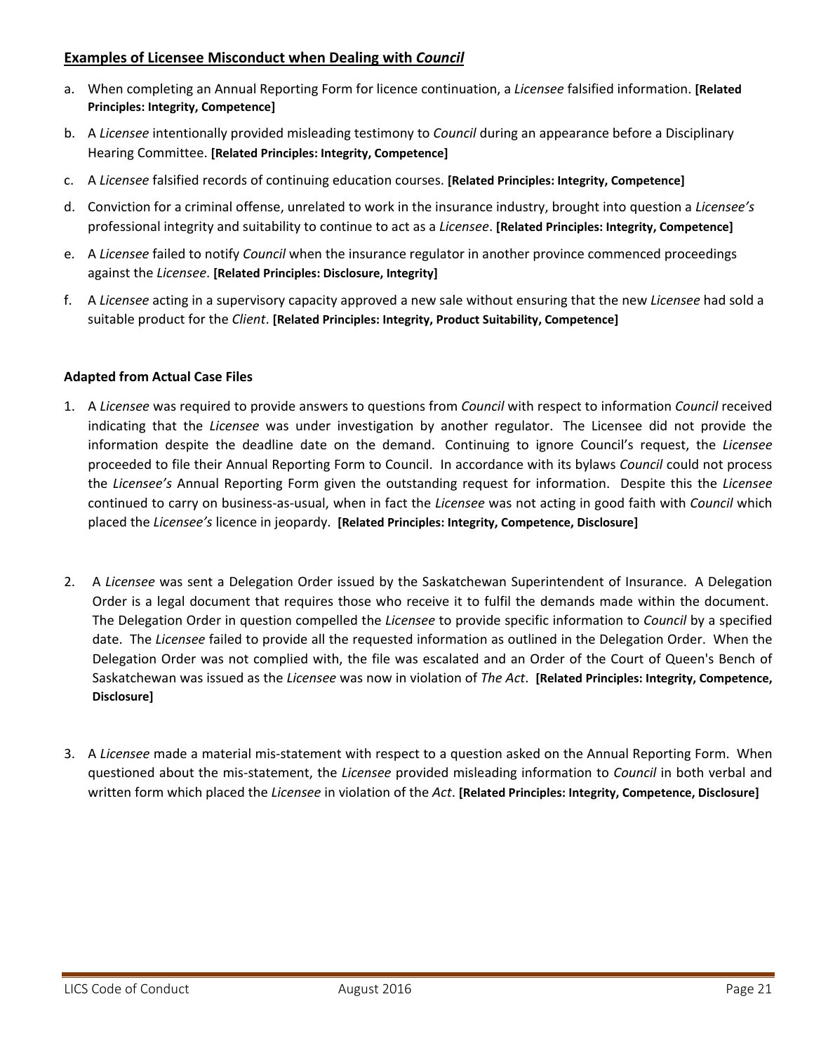## **Examples of Licensee Misconduct when Dealing with *Council***

a. When completing an Annual Reporting Form for licence continuation, a *Licensee* falsified information. **[Related Principles: Integrity, Competence]**

b. A *Licensee* intentionally provided misleading testimony to *Council* during an appearance before a Disciplinary Hearing Committee. **[Related Principles: Integrity, Competence]**

c. A *Licensee* falsified records of continuing education courses. **[Related Principles: Integrity, Competence]**

d. Conviction for a criminal offense, unrelated to work in the insurance industry, brought into question a *Licensee's* professional integrity and suitability to continue to act as a *Licensee*. **[Related Principles: Integrity, Competence]**

e. A *Licensee* failed to notify *Council* when the insurance regulator in another province commenced proceedings against the *Licensee*. **[Related Principles: Disclosure, Integrity]**

f. A *Licensee* acting in a supervisory capacity approved a new sale without ensuring that the new *Licensee* had sold a suitable product for the *Client*. **[Related Principles: Integrity, Product Suitability, Competence]**

**Adapted from Actual Case Files**

1. A *Licensee* was required to provide answers to questions from *Council* with respect to information *Council* received indicating that the *Licensee* was under investigation by another regulator. The Licensee did not provide the information despite the deadline date on the demand. Continuing to ignore Council's request, the *Licensee* proceeded to file their Annual Reporting Form to Council. In accordance with its bylaws *Council* could not process the *Licensee's* Annual Reporting Form given the outstanding request for information. Despite this the *Licensee* continued to carry on business-as-usual, when in fact the *Licensee* was not acting in good faith with *Council* which placed the *Licensee's* licence in jeopardy. **[Related Principles: Integrity, Competence, Disclosure]**

2. A *Licensee* was sent a Delegation Order issued by the Saskatchewan Superintendent of Insurance. A Delegation Order is a legal document that requires those who receive it to fulfil the demands made within the document. The Delegation Order in question compelled the *Licensee* to provide specific information to *Council* by a specified date. The *Licensee* failed to provide all the requested information as outlined in the Delegation Order. When the Delegation Order was not complied with, the file was escalated and an Order of the Court of Queen's Bench of Saskatchewan was issued as the *Licensee* was now in violation of *The Act*. **[Related Principles: Integrity, Competence, Disclosure]**

3. A *Licensee* made a material mis-statement with respect to a question asked on the Annual Reporting Form. When questioned about the mis-statement, the *Licensee* provided misleading information to *Council* in both verbal and written form which placed the *Licensee* in violation of the *Act*. **[Related Principles: Integrity, Competence, Disclosure]**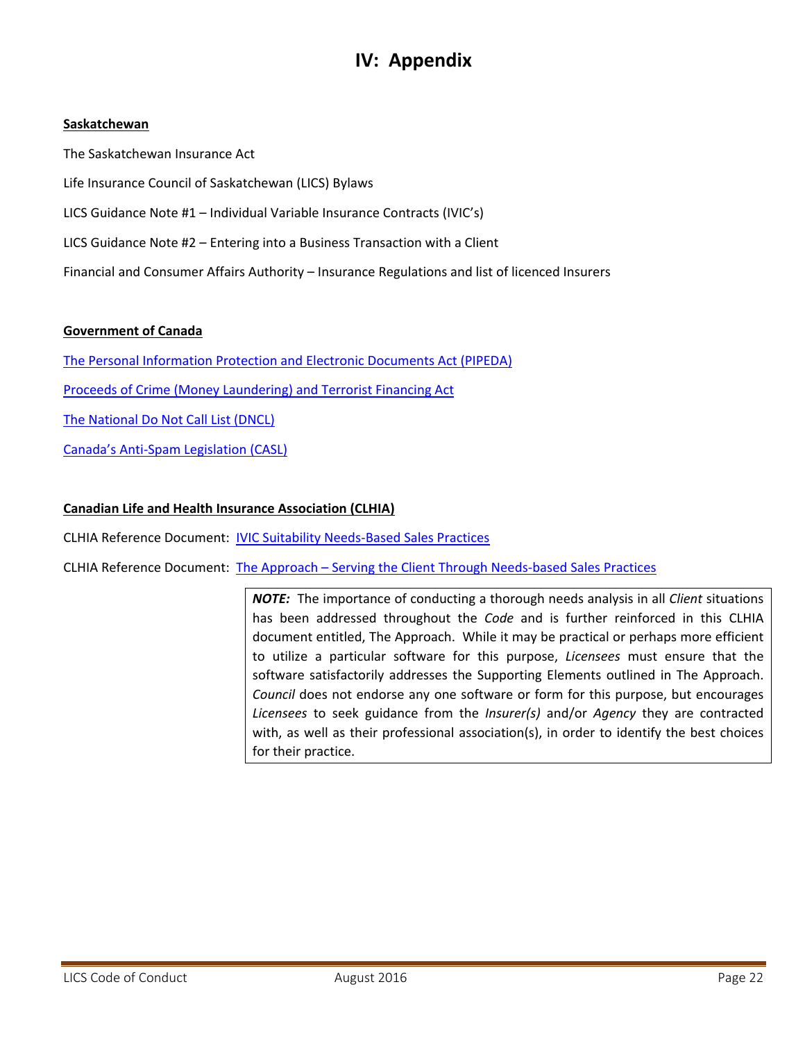# IV: Appendix

**Saskatchewan**

The Saskatchewan Insurance Act

Life Insurance Council of Saskatchewan (LICS) Bylaws

LICS Guidance Note #1 – Individual Variable Insurance Contracts (IVIC's)

LICS Guidance Note #2 – Entering into a Business Transaction with a Client

Financial and Consumer Affairs Authority – Insurance Regulations and list of licenced Insurers

**Government of Canada**

The Personal Information Protection and Electronic Documents Act (PIPEDA)

Proceeds of Crime (Money Laundering) and Terrorist Financing Act

The National Do Not Call List (DNCL)

Canada's Anti-Spam Legislation (CASL)

**Canadian Life and Health Insurance Association (CLHIA)**

CLHIA Reference Document: IVIC Suitability Needs-Based Sales Practices

CLHIA Reference Document: The Approach – Serving the Client Through Needs-based Sales Practices

> ***NOTE:*** The importance of conducting a thorough needs analysis in all *Client* situations has been addressed throughout the *Code* and is further reinforced in this CLHIA document entitled, The Approach. While it may be practical or perhaps more efficient to utilize a particular software for this purpose, *Licensees* must ensure that the software satisfactorily addresses the Supporting Elements outlined in The Approach. *Council* does not endorse any one software or form for this purpose, but encourages *Licensees* to seek guidance from the *Insurer(s)* and/or *Agency* they are contracted with, as well as their professional association(s), in order to identify the best choices for their practice.